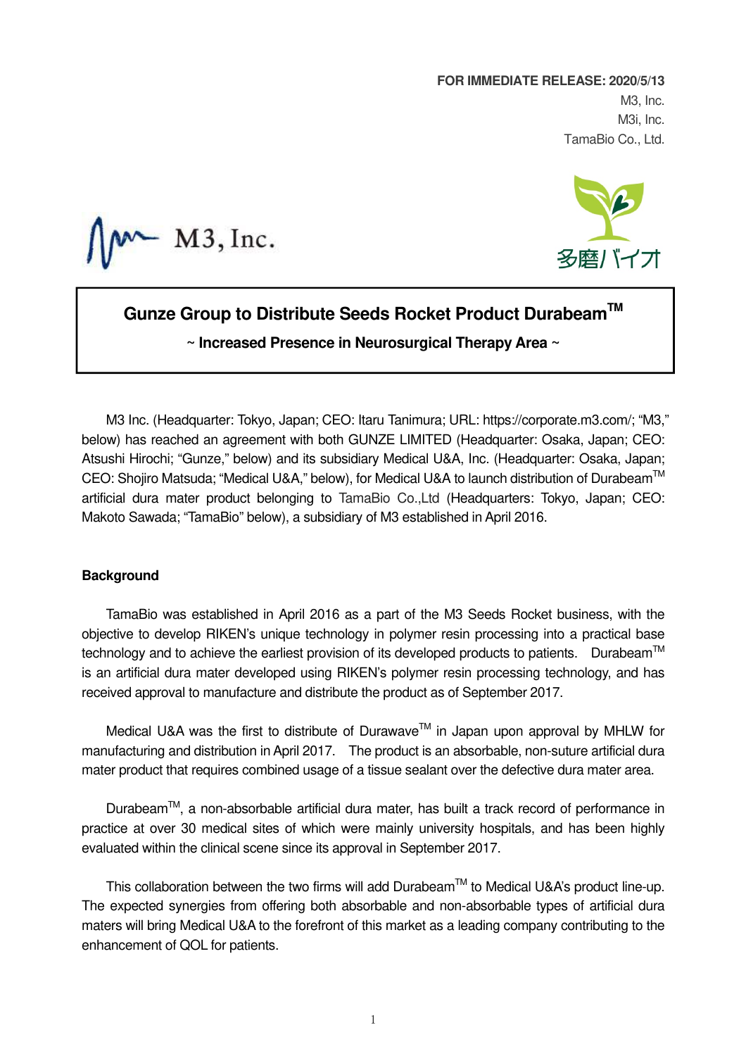**FOR IMMEDIATE RELEASE: 2020/5/13**

M3, Inc.

M3i, Inc.

TamaBio Co., Ltd.

M3, Inc.

多磨バイオ

# Gunze Group to Distribute Seeds Rocket Product Durabeam™

**~ Increased Presence in Neurosurgical Therapy Area ~**

M3 Inc. (Headquarter: Tokyo, Japan; CEO: Itaru Tanimura; URL: https://corporate.m3.com/; "M3," below) has reached an agreement with both GUNZE LIMITED (Headquarter: Osaka, Japan; CEO: Atsushi Hirochi; "Gunze," below) and its subsidiary Medical U&A, Inc. (Headquarter: Osaka, Japan; CEO: Shojiro Matsuda; "Medical U&A," below), for Medical U&A to launch distribution of Durabeam™ artificial dura mater product belonging to TamaBio Co.,Ltd (Headquarters: Tokyo, Japan; CEO: Makoto Sawada; "TamaBio" below), a subsidiary of M3 established in April 2016.

**Background**

TamaBio was established in April 2016 as a part of the M3 Seeds Rocket business, with the objective to develop RIKEN's unique technology in polymer resin processing into a practical base technology and to achieve the earliest provision of its developed products to patients. Durabeam™ is an artificial dura mater developed using RIKEN's polymer resin processing technology, and has received approval to manufacture and distribute the product as of September 2017.

Medical U&A was the first to distribute of Durawave™ in Japan upon approval by MHLW for manufacturing and distribution in April 2017. The product is an absorbable, non-suture artificial dura mater product that requires combined usage of a tissue sealant over the defective dura mater area.

Durabeam™, a non-absorbable artificial dura mater, has built a track record of performance in practice at over 30 medical sites of which were mainly university hospitals, and has been highly evaluated within the clinical scene since its approval in September 2017.

This collaboration between the two firms will add Durabeam™ to Medical U&A's product line-up. The expected synergies from offering both absorbable and non-absorbable types of artificial dura maters will bring Medical U&A to the forefront of this market as a leading company contributing to the enhancement of QOL for patients.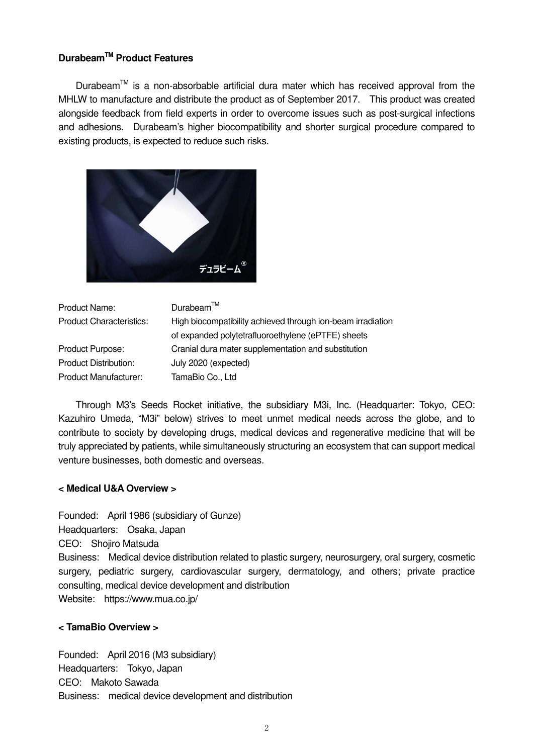**Durabeam™ Product Features**

Durabeam™ is a non-absorbable artificial dura mater which has received approval from the MHLW to manufacture and distribute the product as of September 2017. This product was created alongside feedback from field experts in order to overcome issues such as post-surgical infections and adhesions. Durabeam's higher biocompatibility and shorter surgical procedure compared to existing products, is expected to reduce such risks.

| | |
|---|---|
| Product Name: | Durabeam™ |
| Product Characteristics: | High biocompatibility achieved through ion-beam irradiation of expanded polytetrafluoroethylene (ePTFE) sheets |
| Product Purpose: | Cranial dura mater supplementation and substitution |
| Product Distribution: | July 2020 (expected) |
| Product Manufacturer: | TamaBio Co., Ltd |

Through M3's Seeds Rocket initiative, the subsidiary M3i, Inc. (Headquarter: Tokyo, CEO: Kazuhiro Umeda, "M3i" below) strives to meet unmet medical needs across the globe, and to contribute to society by developing drugs, medical devices and regenerative medicine that will be truly appreciated by patients, while simultaneously structuring an ecosystem that can support medical venture businesses, both domestic and overseas.

**< Medical U&A Overview >**

Founded: April 1986 (subsidiary of Gunze)
Headquarters: Osaka, Japan
CEO: Shojiro Matsuda
Business: Medical device distribution related to plastic surgery, neurosurgery, oral surgery, cosmetic surgery, pediatric surgery, cardiovascular surgery, dermatology, and others; private practice consulting, medical device development and distribution
Website: https://www.mua.co.jp/

**< TamaBio Overview >**

Founded: April 2016 (M3 subsidiary)
Headquarters: Tokyo, Japan
CEO: Makoto Sawada
Business: medical device development and distribution